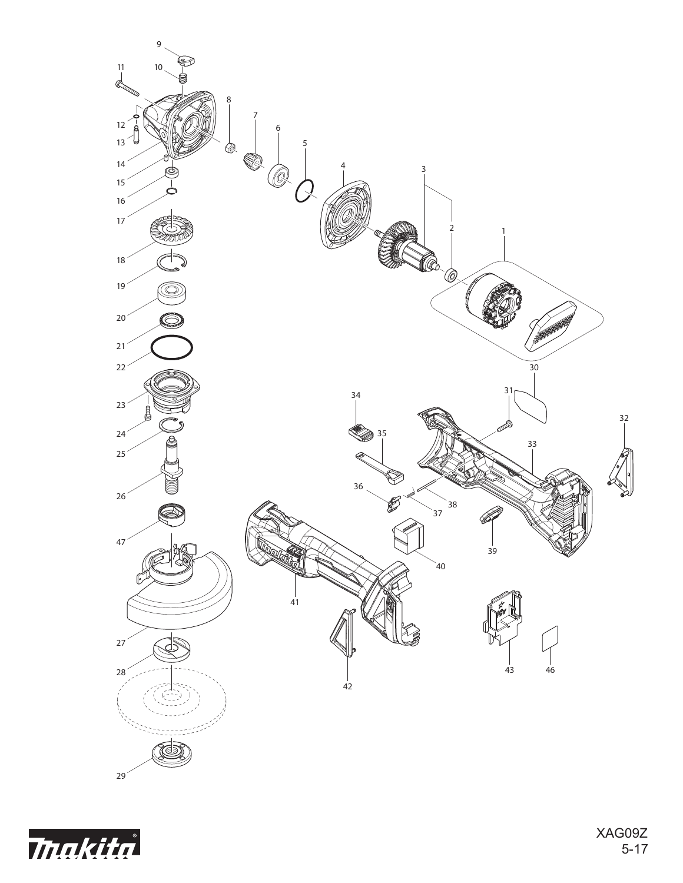XAG09Z

5-17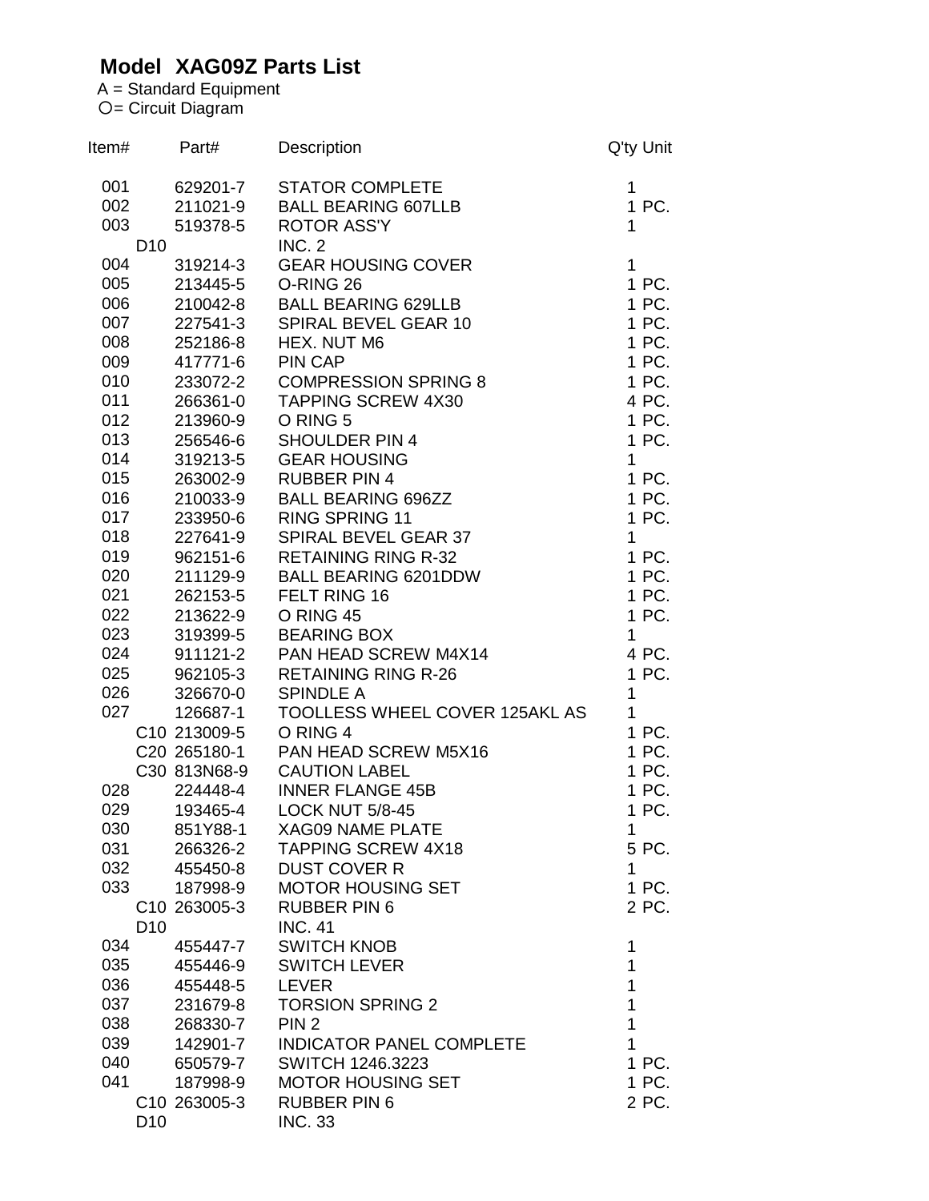# Model XAG09Z Parts List

A = Standard Equipment
○= Circuit Diagram

| Item# | | Part# | Description | Q'ty Unit |
|---|---|---|---|---|
| 001 | | 629201-7 | STATOR COMPLETE | 1 |
| 002 | | 211021-9 | BALL BEARING 607LLB | 1 PC. |
| 003 | | 519378-5 | ROTOR ASS'Y | 1 |
| | D10 | | INC. 2 | |
| 004 | | 319214-3 | GEAR HOUSING COVER | 1 |
| 005 | | 213445-5 | O-RING 26 | 1 PC. |
| 006 | | 210042-8 | BALL BEARING 629LLB | 1 PC. |
| 007 | | 227541-3 | SPIRAL BEVEL GEAR 10 | 1 PC. |
| 008 | | 252186-8 | HEX. NUT M6 | 1 PC. |
| 009 | | 417771-6 | PIN CAP | 1 PC. |
| 010 | | 233072-2 | COMPRESSION SPRING 8 | 1 PC. |
| 011 | | 266361-0 | TAPPING SCREW 4X30 | 4 PC. |
| 012 | | 213960-9 | O RING 5 | 1 PC. |
| 013 | | 256546-6 | SHOULDER PIN 4 | 1 PC. |
| 014 | | 319213-5 | GEAR HOUSING | 1 |
| 015 | | 263002-9 | RUBBER PIN 4 | 1 PC. |
| 016 | | 210033-9 | BALL BEARING 696ZZ | 1 PC. |
| 017 | | 233950-6 | RING SPRING 11 | 1 PC. |
| 018 | | 227641-9 | SPIRAL BEVEL GEAR 37 | 1 |
| 019 | | 962151-6 | RETAINING RING R-32 | 1 PC. |
| 020 | | 211129-9 | BALL BEARING 6201DDW | 1 PC. |
| 021 | | 262153-5 | FELT RING 16 | 1 PC. |
| 022 | | 213622-9 | O RING 45 | 1 PC. |
| 023 | | 319399-5 | BEARING BOX | 1 |
| 024 | | 911121-2 | PAN HEAD SCREW M4X14 | 4 PC. |
| 025 | | 962105-3 | RETAINING RING R-26 | 1 PC. |
| 026 | | 326670-0 | SPINDLE A | 1 |
| 027 | | 126687-1 | TOOLLESS WHEEL COVER 125AKL AS | 1 |
| | C10 | 213009-5 | O RING 4 | 1 PC. |
| | C20 | 265180-1 | PAN HEAD SCREW M5X16 | 1 PC. |
| | C30 | 813N68-9 | CAUTION LABEL | 1 PC. |
| 028 | | 224448-4 | INNER FLANGE 45B | 1 PC. |
| 029 | | 193465-4 | LOCK NUT 5/8-45 | 1 PC. |
| 030 | | 851Y88-1 | XAG09 NAME PLATE | 1 |
| 031 | | 266326-2 | TAPPING SCREW 4X18 | 5 PC. |
| 032 | | 455450-8 | DUST COVER R | 1 |
| 033 | | 187998-9 | MOTOR HOUSING SET | 1 PC. |
| | C10 | 263005-3 | RUBBER PIN 6 | 2 PC. |
| | D10 | | INC. 41 | |
| 034 | | 455447-7 | SWITCH KNOB | 1 |
| 035 | | 455446-9 | SWITCH LEVER | 1 |
| 036 | | 455448-5 | LEVER | 1 |
| 037 | | 231679-8 | TORSION SPRING 2 | 1 |
| 038 | | 268330-7 | PIN 2 | 1 |
| 039 | | 142901-7 | INDICATOR PANEL COMPLETE | 1 |
| 040 | | 650579-7 | SWITCH 1246.3223 | 1 PC. |
| 041 | | 187998-9 | MOTOR HOUSING SET | 1 PC. |
| | C10 | 263005-3 | RUBBER PIN 6 | 2 PC. |
| | D10 | | INC. 33 | |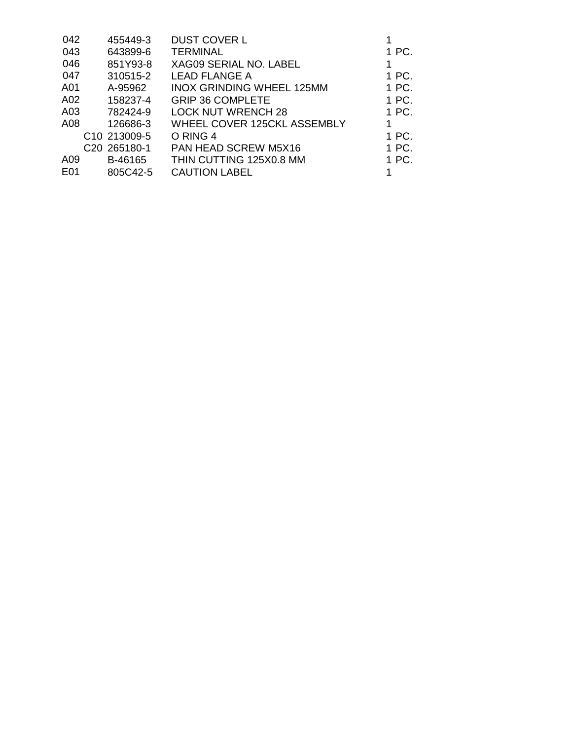| | | | |
|---|---|---|---|
| 042 | 455449-3 | DUST COVER L | 1 |
| 043 | 643899-6 | TERMINAL | 1 PC. |
| 046 | 851Y93-8 | XAG09 SERIAL NO. LABEL | 1 |
| 047 | 310515-2 | LEAD FLANGE A | 1 PC. |
| A01 | A-95962 | INOX GRINDING WHEEL 125MM | 1 PC. |
| A02 | 158237-4 | GRIP 36 COMPLETE | 1 PC. |
| A03 | 782424-9 | LOCK NUT WRENCH 28 | 1 PC. |
| A08 | 126686-3 | WHEEL COVER 125CKL ASSEMBLY | 1 |
| C10 | 213009-5 | O RING 4 | 1 PC. |
| C20 | 265180-1 | PAN HEAD SCREW M5X16 | 1 PC. |
| A09 | B-46165 | THIN CUTTING 125X0.8 MM | 1 PC. |
| E01 | 805C42-5 | CAUTION LABEL | 1 |